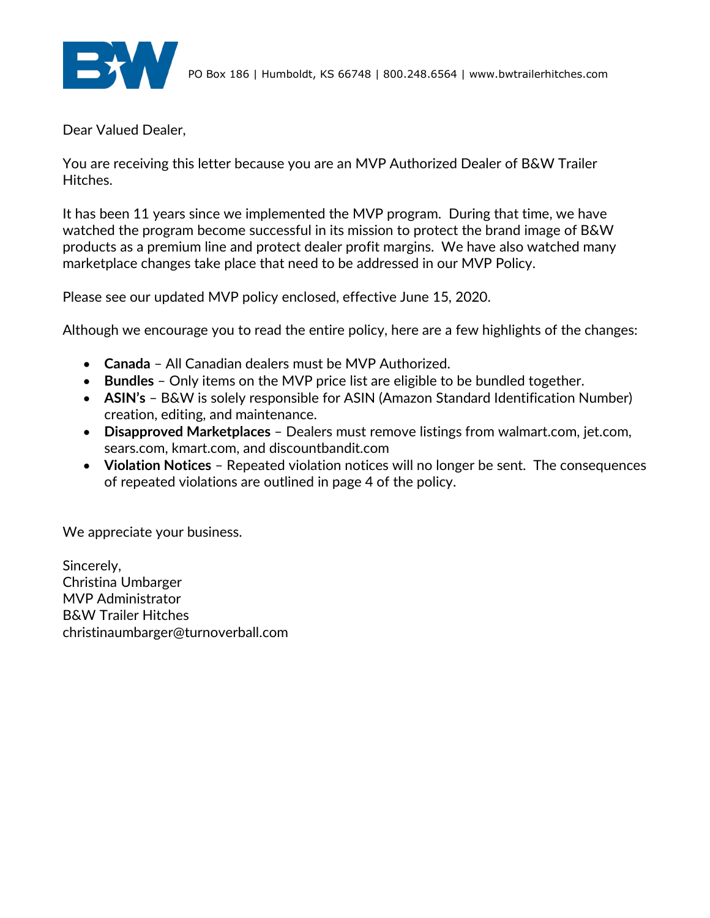PO Box 186 | Humboldt, KS 66748 | 800.248.6564 | www.bwtrailerhitches.com

Dear Valued Dealer,

You are receiving this letter because you are an MVP Authorized Dealer of B&W Trailer Hitches.

It has been 11 years since we implemented the MVP program. During that time, we have watched the program become successful in its mission to protect the brand image of B&W products as a premium line and protect dealer profit margins. We have also watched many marketplace changes take place that need to be addressed in our MVP Policy.

Please see our updated MVP policy enclosed, effective June 15, 2020.

Although we encourage you to read the entire policy, here are a few highlights of the changes:

- **Canada** – All Canadian dealers must be MVP Authorized.
- **Bundles** – Only items on the MVP price list are eligible to be bundled together.
- **ASIN's** – B&W is solely responsible for ASIN (Amazon Standard Identification Number) creation, editing, and maintenance.
- **Disapproved Marketplaces** – Dealers must remove listings from walmart.com, jet.com, sears.com, kmart.com, and discountbandit.com
- **Violation Notices** – Repeated violation notices will no longer be sent. The consequences of repeated violations are outlined in page 4 of the policy.

We appreciate your business.

Sincerely,
Christina Umbarger
MVP Administrator
B&W Trailer Hitches
christinaumbarger@turnoverball.com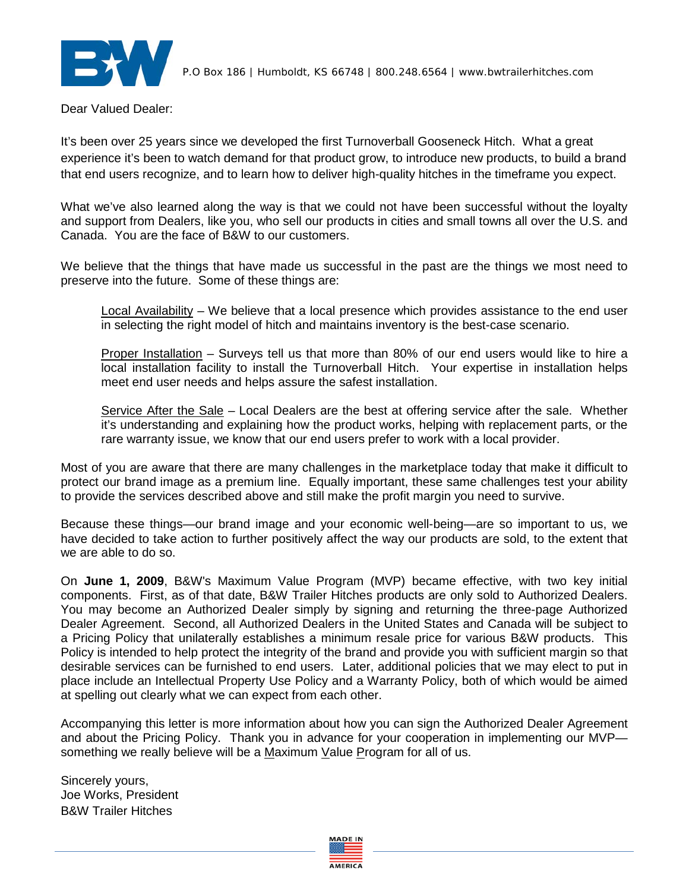P.O Box 186 | Humboldt, KS 66748 | 800.248.6564 | www.bwtrailerhitches.com

Dear Valued Dealer:

It's been over 25 years since we developed the first Turnoverball Gooseneck Hitch. What a great experience it's been to watch demand for that product grow, to introduce new products, to build a brand that end users recognize, and to learn how to deliver high-quality hitches in the timeframe you expect.

What we've also learned along the way is that we could not have been successful without the loyalty and support from Dealers, like you, who sell our products in cities and small towns all over the U.S. and Canada. You are the face of B&W to our customers.

We believe that the things that have made us successful in the past are the things we most need to preserve into the future. Some of these things are:

<u>Local Availability</u> – We believe that a local presence which provides assistance to the end user in selecting the right model of hitch and maintains inventory is the best-case scenario.

<u>Proper Installation</u> – Surveys tell us that more than 80% of our end users would like to hire a local installation facility to install the Turnoverball Hitch. Your expertise in installation helps meet end user needs and helps assure the safest installation.

<u>Service After the Sale</u> – Local Dealers are the best at offering service after the sale. Whether it's understanding and explaining how the product works, helping with replacement parts, or the rare warranty issue, we know that our end users prefer to work with a local provider.

Most of you are aware that there are many challenges in the marketplace today that make it difficult to protect our brand image as a premium line. Equally important, these same challenges test your ability to provide the services described above and still make the profit margin you need to survive.

Because these things—our brand image and your economic well-being—are so important to us, we have decided to take action to further positively affect the way our products are sold, to the extent that we are able to do so.

On **June 1, 2009**, B&W's Maximum Value Program (MVP) became effective, with two key initial components. First, as of that date, B&W Trailer Hitches products are only sold to Authorized Dealers. You may become an Authorized Dealer simply by signing and returning the three-page Authorized Dealer Agreement. Second, all Authorized Dealers in the United States and Canada will be subject to a Pricing Policy that unilaterally establishes a minimum resale price for various B&W products. This Policy is intended to help protect the integrity of the brand and provide you with sufficient margin so that desirable services can be furnished to end users. Later, additional policies that we may elect to put in place include an Intellectual Property Use Policy and a Warranty Policy, both of which would be aimed at spelling out clearly what we can expect from each other.

Accompanying this letter is more information about how you can sign the Authorized Dealer Agreement and about the Pricing Policy. Thank you in advance for your cooperation in implementing our MVP—something we really believe will be a <u>M</u>aximum <u>V</u>alue <u>P</u>rogram for all of us.

Sincerely yours,
Joe Works, President
B&W Trailer Hitches